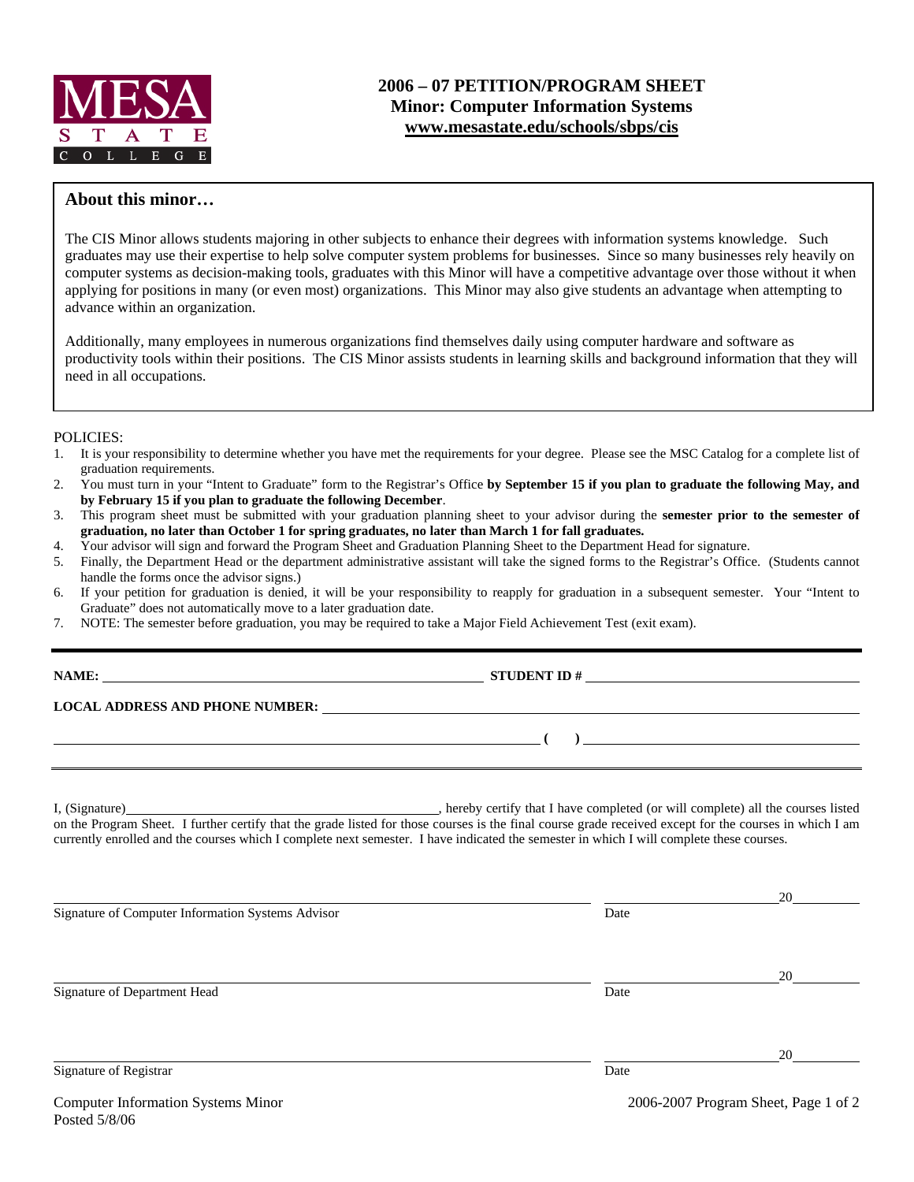MESA STATE COLLEGE

# 2006 – 07 PETITION/PROGRAM SHEET
## Minor: Computer Information Systems
**www.mesastate.edu/schools/sbps/cis**

### About this minor…

The CIS Minor allows students majoring in other subjects to enhance their degrees with information systems knowledge. Such graduates may use their expertise to help solve computer system problems for businesses. Since so many businesses rely heavily on computer systems as decision-making tools, graduates with this Minor will have a competitive advantage over those without it when applying for positions in many (or even most) organizations. This Minor may also give students an advantage when attempting to advance within an organization.

Additionally, many employees in numerous organizations find themselves daily using computer hardware and software as productivity tools within their positions. The CIS Minor assists students in learning skills and background information that they will need in all occupations.

POLICIES:

1. It is your responsibility to determine whether you have met the requirements for your degree. Please see the MSC Catalog for a complete list of graduation requirements.
2. You must turn in your "Intent to Graduate" form to the Registrar's Office **by September 15 if you plan to graduate the following May, and by February 15 if you plan to graduate the following December**.
3. This program sheet must be submitted with your graduation planning sheet to your advisor during the **semester prior to the semester of graduation, no later than October 1 for spring graduates, no later than March 1 for fall graduates.**
4. Your advisor will sign and forward the Program Sheet and Graduation Planning Sheet to the Department Head for signature.
5. Finally, the Department Head or the department administrative assistant will take the signed forms to the Registrar's Office. (Students cannot handle the forms once the advisor signs.)
6. If your petition for graduation is denied, it will be your responsibility to reapply for graduation in a subsequent semester. Your "Intent to Graduate" does not automatically move to a later graduation date.
7. NOTE: The semester before graduation, you may be required to take a Major Field Achievement Test (exit exam).

**NAME:** ______________________ **STUDENT ID #** ______________________

**LOCAL ADDRESS AND PHONE NUMBER:** ______________________

______________________ **( )** ______________________

I, (Signature)______________________, hereby certify that I have completed (or will complete) all the courses listed on the Program Sheet. I further certify that the grade listed for those courses is the final course grade received except for the courses in which I am currently enrolled and the courses which I complete next semester. I have indicated the semester in which I will complete these courses.

______________________ Signature of Computer Information Systems Advisor ______________ Date 20____

______________________ Signature of Department Head ______________ Date 20____

______________________ Signature of Registrar ______________ Date 20____

Computer Information Systems Minor
Posted 5/8/06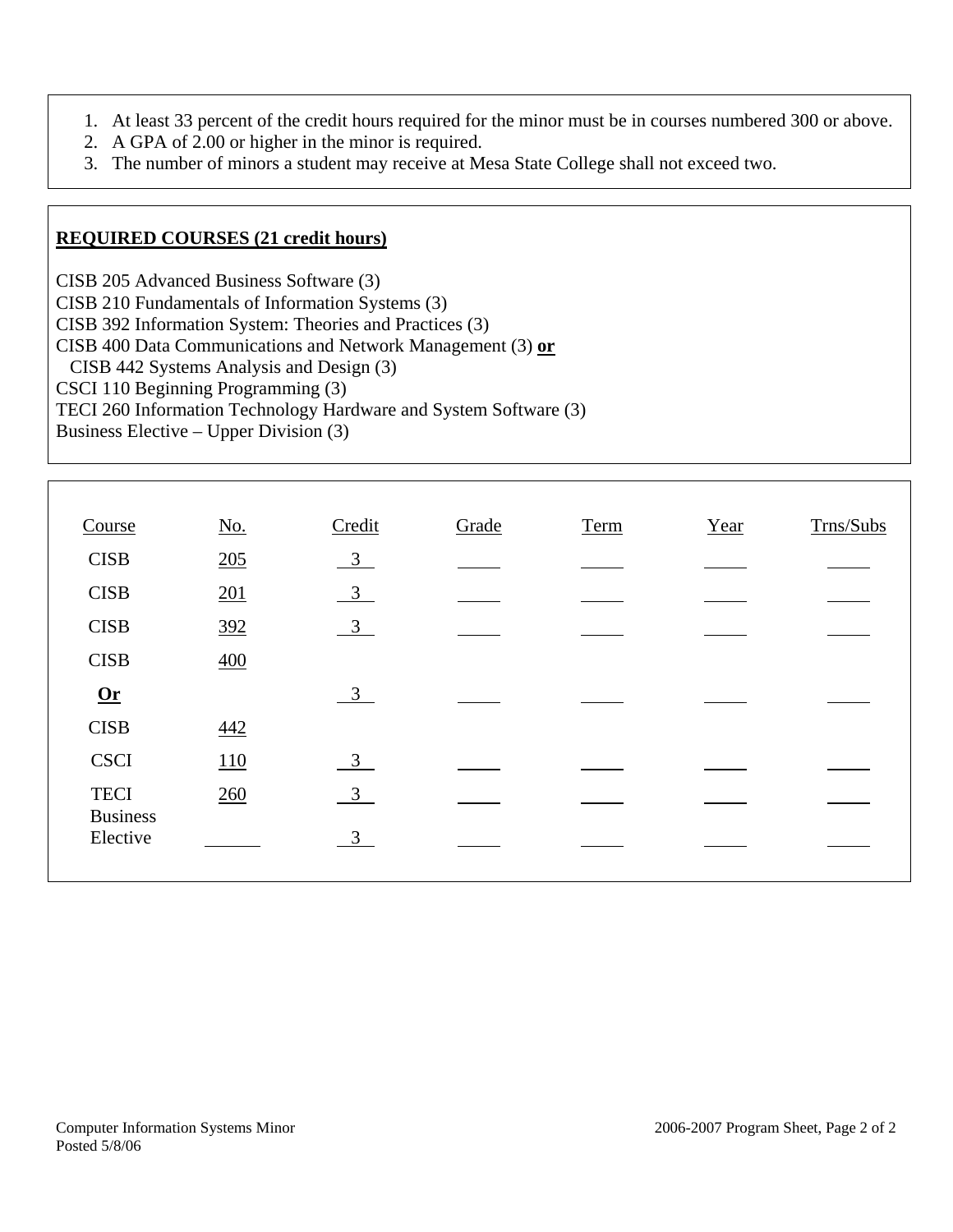1. At least 33 percent of the credit hours required for the minor must be in courses numbered 300 or above.
2. A GPA of 2.00 or higher in the minor is required.
3. The number of minors a student may receive at Mesa State College shall not exceed two.

**REQUIRED COURSES (21 credit hours)**

CISB 205 Advanced Business Software (3)
CISB 210 Fundamentals of Information Systems (3)
CISB 392 Information System: Theories and Practices (3)
CISB 400 Data Communications and Network Management (3) **or**
CISB 442 Systems Analysis and Design (3)
CSCI 110 Beginning Programming (3)
TECI 260 Information Technology Hardware and System Software (3)
Business Elective – Upper Division (3)

| Course | No. | Credit | Grade | Term | Year | Trns/Subs |
|---|---|---|---|---|---|---|
| CISB | 205 | 3 | | | | |
| CISB | 201 | 3 | | | | |
| CISB | 392 | 3 | | | | |
| CISB | 400 | | | | | |
| **Or** | | 3 | | | | |
| CISB | 442 | | | | | |
| CSCI | 110 | 3 | | | | |
| TECI | 260 | 3 | | | | |
| Business Elective | | 3 | | | | |